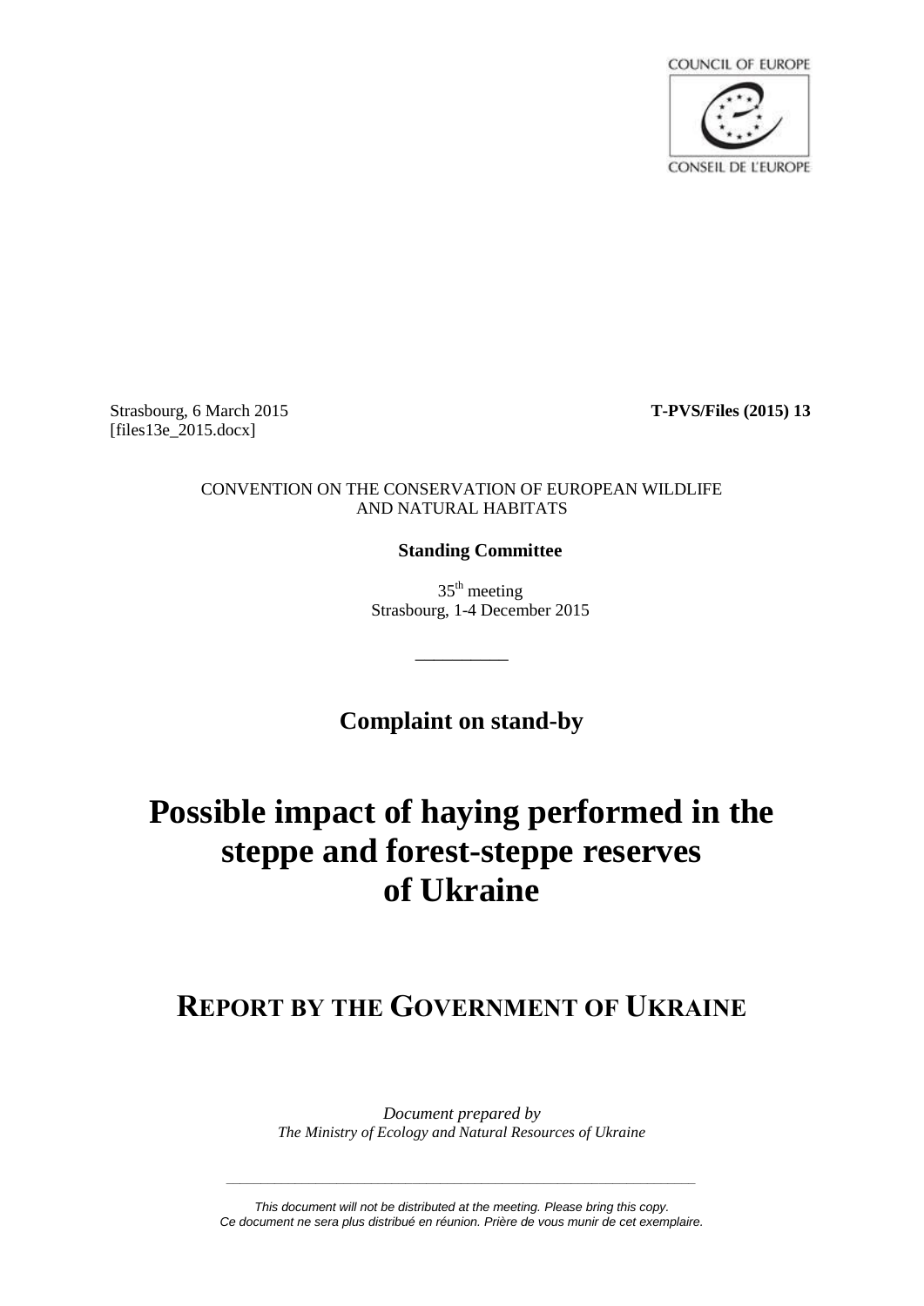COUNCIL OF EUROPE

CONSEIL DE L'EUROPE

Strasbourg, 6 March 2015
[files13e_2015.docx]

**T-PVS/Files (2015) 13**

CONVENTION ON THE CONSERVATION OF EUROPEAN WILDLIFE AND NATURAL HABITATS

**Standing Committee**

35th meeting
Strasbourg, 1-4 December 2015

---

**Complaint on stand-by**

# Possible impact of haying performed in the steppe and forest-steppe reserves of Ukraine

## REPORT BY THE GOVERNMENT OF UKRAINE

*Document prepared by*
*The Ministry of Ecology and Natural Resources of Ukraine*

---

*This document will not be distributed at the meeting. Please bring this copy.*
*Ce document ne sera plus distribué en réunion. Prière de vous munir de cet exemplaire.*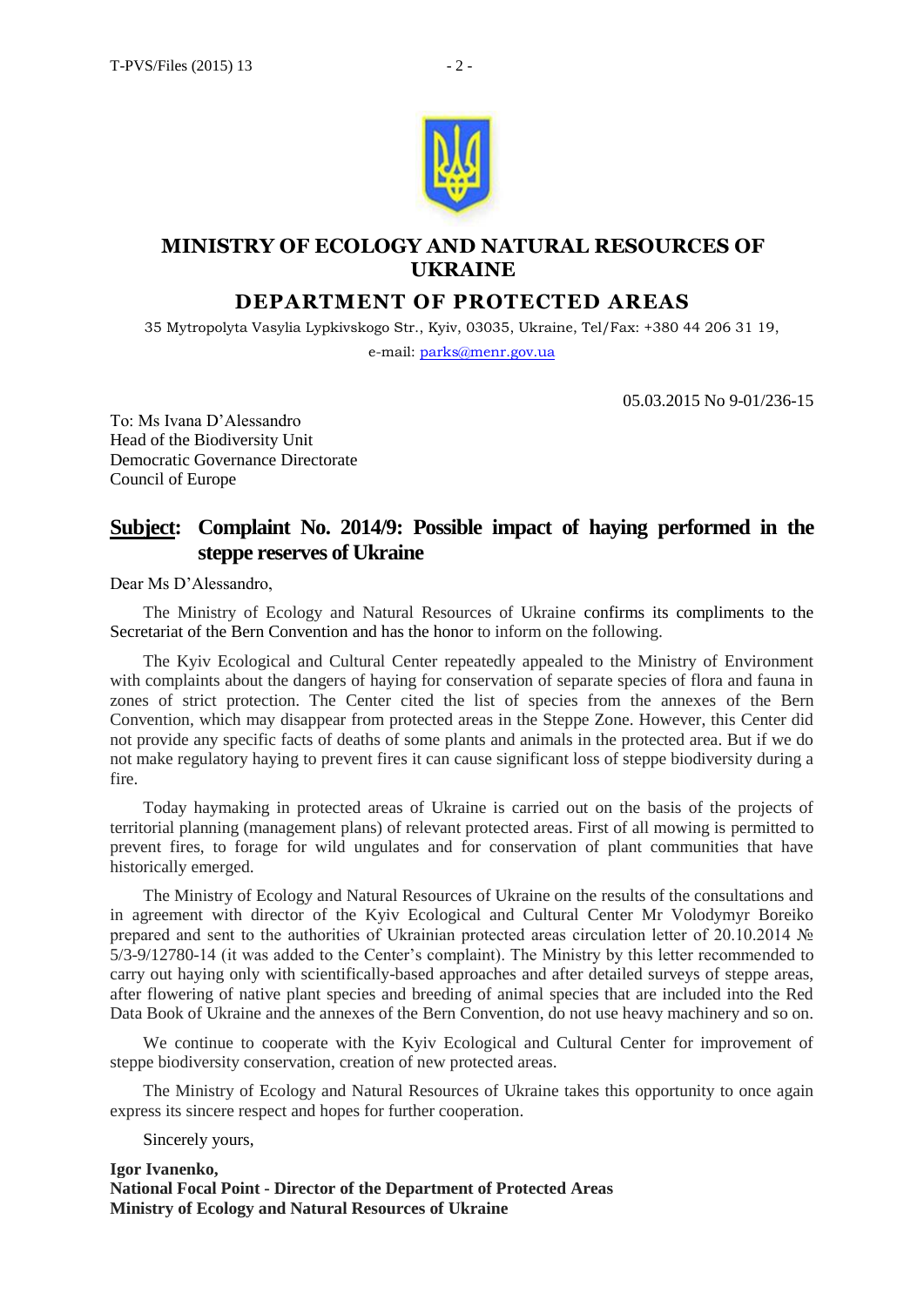# MINISTRY OF ECOLOGY AND NATURAL RESOURCES OF UKRAINE

## DEPARTMENT OF PROTECTED AREAS

35 Mytropolyta Vasylia Lypkivskogo Str., Kyiv, 03035, Ukraine, Tel/Fax: +380 44 206 31 19,

e-mail: parks@menr.gov.ua

05.03.2015 No 9-01/236-15

To: Ms Ivana D'Alessandro
Head of the Biodiversity Unit
Democratic Governance Directorate
Council of Europe

**Subject: Complaint No. 2014/9: Possible impact of haying performed in the steppe reserves of Ukraine**

Dear Ms D'Alessandro,

The Ministry of Ecology and Natural Resources of Ukraine confirms its compliments to the Secretariat of the Bern Convention and has the honor to inform on the following.

The Kyiv Ecological and Cultural Center repeatedly appealed to the Ministry of Environment with complaints about the dangers of haying for conservation of separate species of flora and fauna in zones of strict protection. The Center cited the list of species from the annexes of the Bern Convention, which may disappear from protected areas in the Steppe Zone. However, this Center did not provide any specific facts of deaths of some plants and animals in the protected area. But if we do not make regulatory haying to prevent fires it can cause significant loss of steppe biodiversity during a fire.

Today haymaking in protected areas of Ukraine is carried out on the basis of the projects of territorial planning (management plans) of relevant protected areas. First of all mowing is permitted to prevent fires, to forage for wild ungulates and for conservation of plant communities that have historically emerged.

The Ministry of Ecology and Natural Resources of Ukraine on the results of the consultations and in agreement with director of the Kyiv Ecological and Cultural Center Mr Volodymyr Boreiko prepared and sent to the authorities of Ukrainian protected areas circulation letter of 20.10.2014 № 5/3-9/12780-14 (it was added to the Center's complaint). The Ministry by this letter recommended to carry out haying only with scientifically-based approaches and after detailed surveys of steppe areas, after flowering of native plant species and breeding of animal species that are included into the Red Data Book of Ukraine and the annexes of the Bern Convention, do not use heavy machinery and so on.

We continue to cooperate with the Kyiv Ecological and Cultural Center for improvement of steppe biodiversity conservation, creation of new protected areas.

The Ministry of Ecology and Natural Resources of Ukraine takes this opportunity to once again express its sincere respect and hopes for further cooperation.

Sincerely yours,

**Igor Ivanenko,**
**National Focal Point - Director of the Department of Protected Areas**
**Ministry of Ecology and Natural Resources of Ukraine**